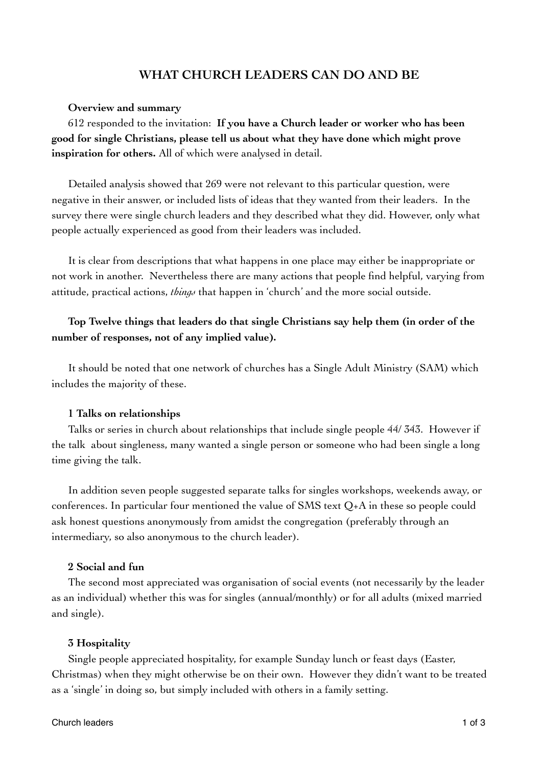# WHAT CHURCH LEADERS CAN DO AND BE

**Overview and summary**

612 responded to the invitation: **If you have a Church leader or worker who has been good for single Christians, please tell us about what they have done which might prove inspiration for others.** All of which were analysed in detail.

Detailed analysis showed that 269 were not relevant to this particular question, were negative in their answer, or included lists of ideas that they wanted from their leaders. In the survey there were single church leaders and they described what they did. However, only what people actually experienced as good from their leaders was included.

It is clear from descriptions that what happens in one place may either be inappropriate or not work in another. Nevertheless there are many actions that people find helpful, varying from attitude, practical actions, *things* that happen in 'church' and the more social outside.

**Top Twelve things that leaders do that single Christians say help them (in order of the number of responses, not of any implied value).**

It should be noted that one network of churches has a Single Adult Ministry (SAM) which includes the majority of these.

**1 Talks on relationships**

Talks or series in church about relationships that include single people 44/ 343. However if the talk about singleness, many wanted a single person or someone who had been single a long time giving the talk.

In addition seven people suggested separate talks for singles workshops, weekends away, or conferences. In particular four mentioned the value of SMS text Q+A in these so people could ask honest questions anonymously from amidst the congregation (preferably through an intermediary, so also anonymous to the church leader).

**2 Social and fun**

The second most appreciated was organisation of social events (not necessarily by the leader as an individual) whether this was for singles (annual/monthly) or for all adults (mixed married and single).

**3 Hospitality**

Single people appreciated hospitality, for example Sunday lunch or feast days (Easter, Christmas) when they might otherwise be on their own. However they didn't want to be treated as a 'single' in doing so, but simply included with others in a family setting.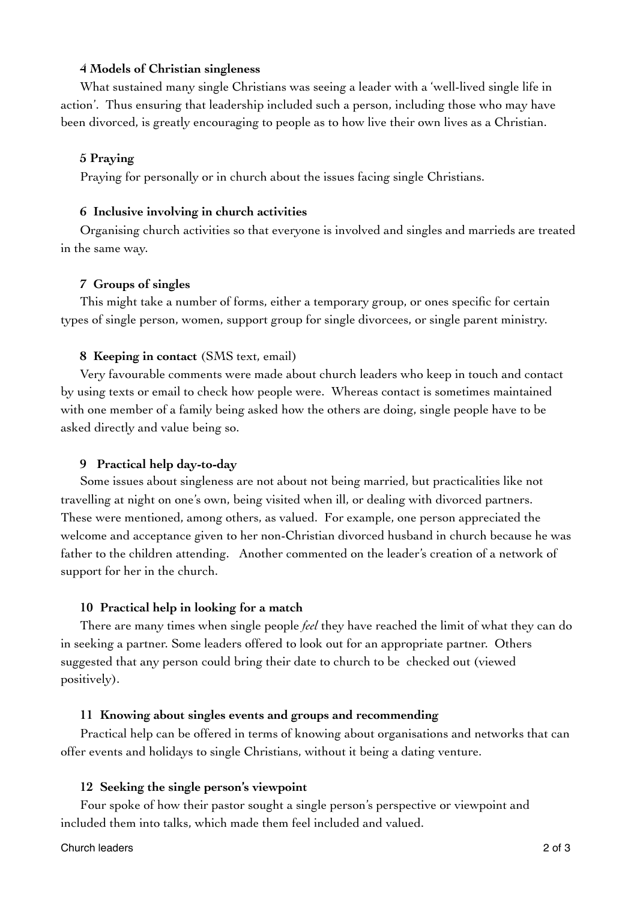**4 Models of Christian singleness**

What sustained many single Christians was seeing a leader with a 'well-lived single life in action'. Thus ensuring that leadership included such a person, including those who may have been divorced, is greatly encouraging to people as to how live their own lives as a Christian.

**5 Praying**

Praying for personally or in church about the issues facing single Christians.

**6 Inclusive involving in church activities**

Organising church activities so that everyone is involved and singles and marrieds are treated in the same way.

**7 Groups of singles**

This might take a number of forms, either a temporary group, or ones specific for certain types of single person, women, support group for single divorcees, or single parent ministry.

**8 Keeping in contact** (SMS text, email)

Very favourable comments were made about church leaders who keep in touch and contact by using texts or email to check how people were. Whereas contact is sometimes maintained with one member of a family being asked how the others are doing, single people have to be asked directly and value being so.

**9 Practical help day-to-day**

Some issues about singleness are not about not being married, but practicalities like not travelling at night on one's own, being visited when ill, or dealing with divorced partners. These were mentioned, among others, as valued. For example, one person appreciated the welcome and acceptance given to her non-Christian divorced husband in church because he was father to the children attending. Another commented on the leader's creation of a network of support for her in the church.

**10 Practical help in looking for a match**

There are many times when single people *feel* they have reached the limit of what they can do in seeking a partner. Some leaders offered to look out for an appropriate partner. Others suggested that any person could bring their date to church to be checked out (viewed positively).

**11 Knowing about singles events and groups and recommending**

Practical help can be offered in terms of knowing about organisations and networks that can offer events and holidays to single Christians, without it being a dating venture.

**12 Seeking the single person's viewpoint**

Four spoke of how their pastor sought a single person's perspective or viewpoint and included them into talks, which made them feel included and valued.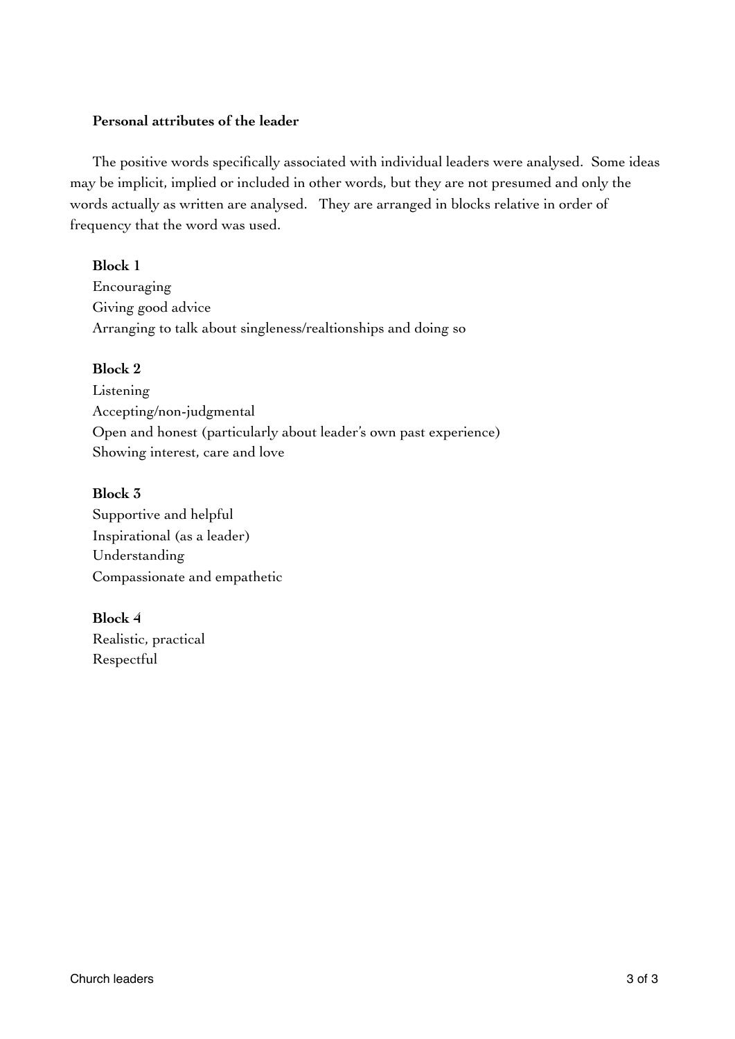**Personal attributes of the leader**

The positive words specifically associated with individual leaders were analysed. Some ideas may be implicit, implied or included in other words, but they are not presumed and only the words actually as written are analysed. They are arranged in blocks relative in order of frequency that the word was used.

**Block 1**

Encouraging
Giving good advice
Arranging to talk about singleness/realtionships and doing so

**Block 2**

Listening
Accepting/non-judgmental
Open and honest (particularly about leader's own past experience)
Showing interest, care and love

**Block 3**

Supportive and helpful
Inspirational (as a leader)
Understanding
Compassionate and empathetic

**Block 4**

Realistic, practical
Respectful